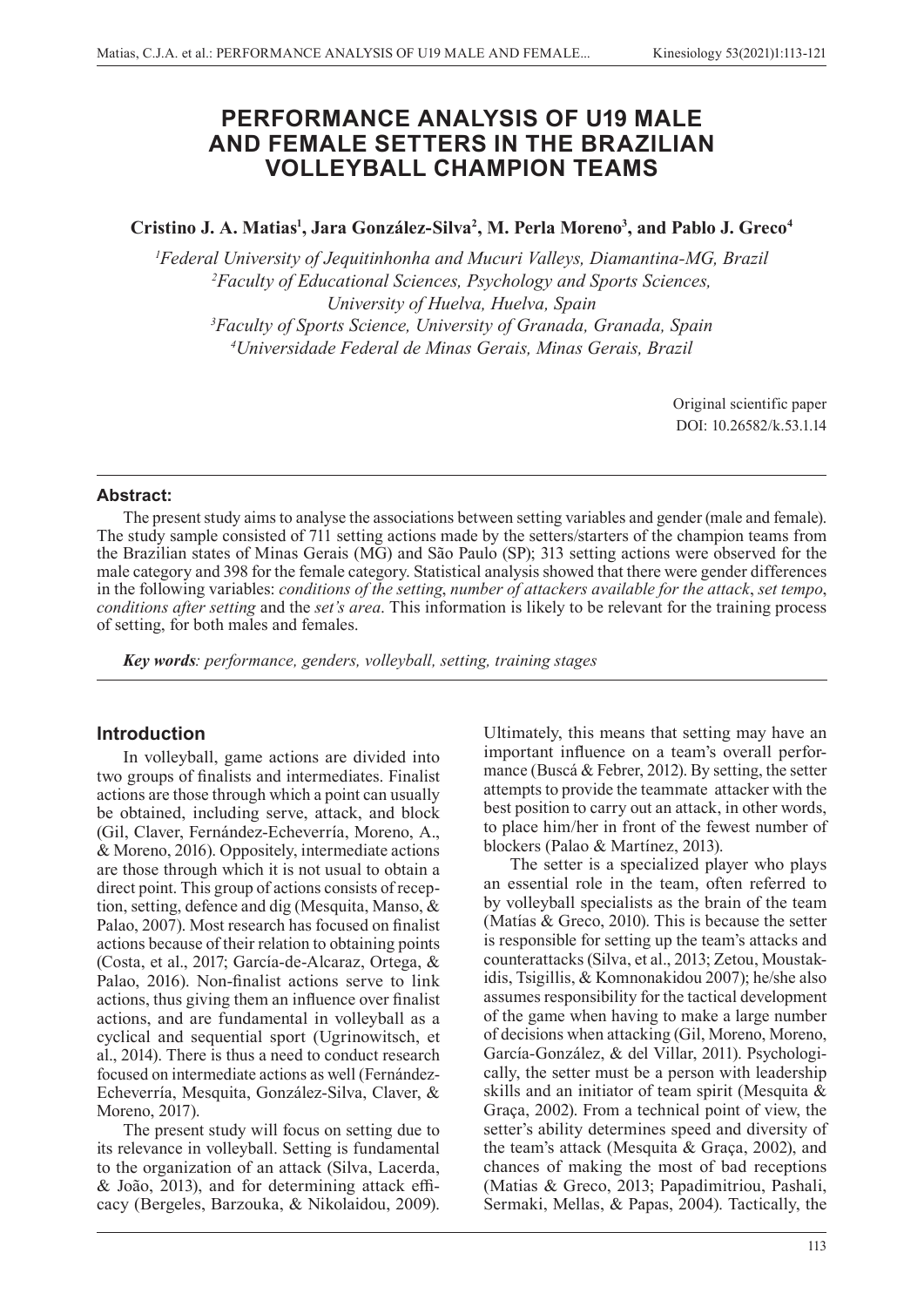# PERFORMANCE ANALYSIS OF U19 MALE AND FEMALE SETTERS IN THE BRAZILIAN VOLLEYBALL CHAMPION TEAMS

**Cristino J. A. Matias[1], Jara González-Silva[2], M. Perla Moreno[3], and Pablo J. Greco[4]**

*[1]Federal University of Jequitinhonha and Mucuri Valleys, Diamantina-MG, Brazil*
*[2]Faculty of Educational Sciences, Psychology and Sports Sciences, University of Huelva, Huelva, Spain*
*[3]Faculty of Sports Science, University of Granada, Granada, Spain*
*[4]Universidade Federal de Minas Gerais, Minas Gerais, Brazil*

Original scientific paper
DOI: 10.26582/k.53.1.14

**Abstract:**

The present study aims to analyse the associations between setting variables and gender (male and female). The study sample consisted of 711 setting actions made by the setters/starters of the champion teams from the Brazilian states of Minas Gerais (MG) and São Paulo (SP); 313 setting actions were observed for the male category and 398 for the female category. Statistical analysis showed that there were gender differences in the following variables: *conditions of the setting*, *number of attackers available for the attack*, *set tempo*, *conditions after setting* and the *set's area*. This information is likely to be relevant for the training process of setting, for both males and females.

***Key words**: performance, genders, volleyball, setting, training stages*

## Introduction

In volleyball, game actions are divided into two groups of finalists and intermediates. Finalist actions are those through which a point can usually be obtained, including serve, attack, and block (Gil, Claver, Fernández-Echeverría, Moreno, A., & Moreno, 2016). Oppositely, intermediate actions are those through which it is not usual to obtain a direct point. This group of actions consists of reception, setting, defence and dig (Mesquita, Manso, & Palao, 2007). Most research has focused on finalist actions because of their relation to obtaining points (Costa, et al., 2017; García-de-Alcaraz, Ortega, & Palao, 2016). Non-finalist actions serve to link actions, thus giving them an influence over finalist actions, and are fundamental in volleyball as a cyclical and sequential sport (Ugrinowitsch, et al., 2014). There is thus a need to conduct research focused on intermediate actions as well (Fernández-Echeverría, Mesquita, González-Silva, Claver, & Moreno, 2017).

The present study will focus on setting due to its relevance in volleyball. Setting is fundamental to the organization of an attack (Silva, Lacerda, & João, 2013), and for determining attack efficacy (Bergeles, Barzouka, & Nikolaidou, 2009). Ultimately, this means that setting may have an important influence on a team's overall performance (Buscá & Febrer, 2012). By setting, the setter attempts to provide the teammate attacker with the best position to carry out an attack, in other words, to place him/her in front of the fewest number of blockers (Palao & Martínez, 2013).

The setter is a specialized player who plays an essential role in the team, often referred to by volleyball specialists as the brain of the team (Matías & Greco, 2010). This is because the setter is responsible for setting up the team's attacks and counterattacks (Silva, et al., 2013; Zetou, Moustakidis, Tsigillis, & Komnonakidou 2007); he/she also assumes responsibility for the tactical development of the game when having to make a large number of decisions when attacking (Gil, Moreno, Moreno, García-González, & del Villar, 2011). Psychologically, the setter must be a person with leadership skills and an initiator of team spirit (Mesquita & Graça, 2002). From a technical point of view, the setter's ability determines speed and diversity of the team's attack (Mesquita & Graça, 2002), and chances of making the most of bad receptions (Matias & Greco, 2013; Papadimitriou, Pashali, Sermaki, Mellas, & Papas, 2004). Tactically, the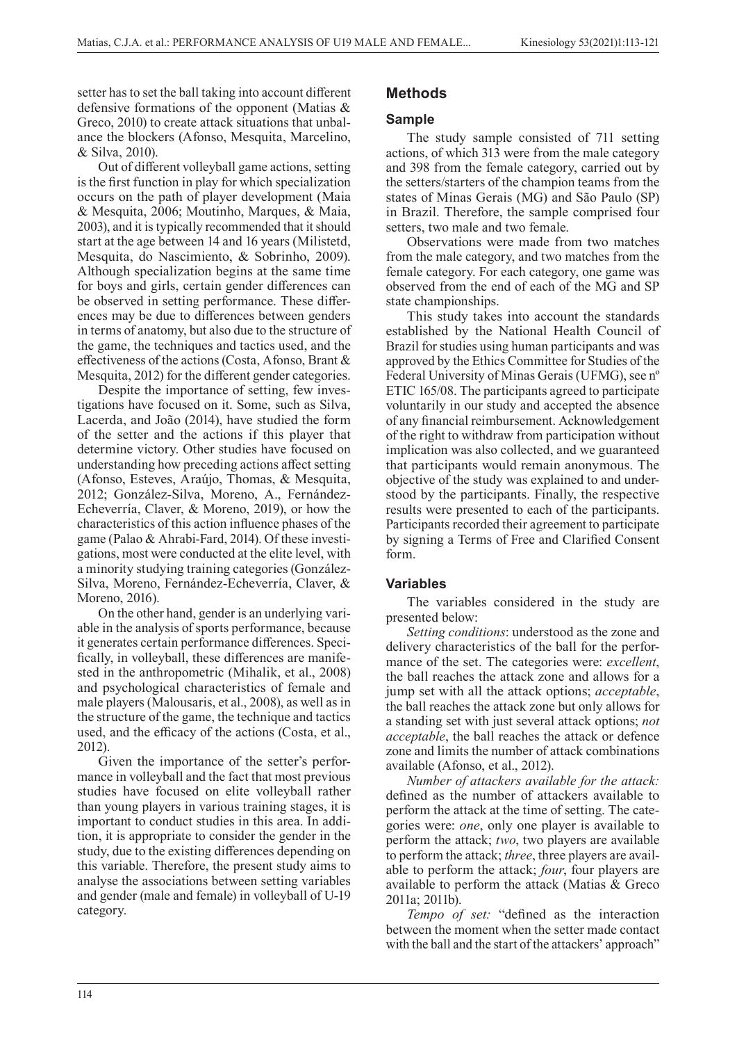setter has to set the ball taking into account different defensive formations of the opponent (Matias & Greco, 2010) to create attack situations that unbalance the blockers (Afonso, Mesquita, Marcelino, & Silva, 2010).

Out of different volleyball game actions, setting is the first function in play for which specialization occurs on the path of player development (Maia & Mesquita, 2006; Moutinho, Marques, & Maia, 2003), and it is typically recommended that it should start at the age between 14 and 16 years (Milistetd, Mesquita, do Nascimiento, & Sobrinho, 2009). Although specialization begins at the same time for boys and girls, certain gender differences can be observed in setting performance. These differences may be due to differences between genders in terms of anatomy, but also due to the structure of the game, the techniques and tactics used, and the effectiveness of the actions (Costa, Afonso, Brant & Mesquita, 2012) for the different gender categories.

Despite the importance of setting, few investigations have focused on it. Some, such as Silva, Lacerda, and João (2014), have studied the form of the setter and the actions if this player that determine victory. Other studies have focused on understanding how preceding actions affect setting (Afonso, Esteves, Araújo, Thomas, & Mesquita, 2012; González-Silva, Moreno, A., Fernández-Echeverría, Claver, & Moreno, 2019), or how the characteristics of this action influence phases of the game (Palao & Ahrabi-Fard, 2014). Of these investigations, most were conducted at the elite level, with a minority studying training categories (González-Silva, Moreno, Fernández-Echeverría, Claver, & Moreno, 2016).

On the other hand, gender is an underlying variable in the analysis of sports performance, because it generates certain performance differences. Specifically, in volleyball, these differences are manifested in the anthropometric (Mihalik, et al., 2008) and psychological characteristics of female and male players (Malousaris, et al., 2008), as well as in the structure of the game, the technique and tactics used, and the efficacy of the actions (Costa, et al., 2012).

Given the importance of the setter's performance in volleyball and the fact that most previous studies have focused on elite volleyball rather than young players in various training stages, it is important to conduct studies in this area. In addition, it is appropriate to consider the gender in the study, due to the existing differences depending on this variable. Therefore, the present study aims to analyse the associations between setting variables and gender (male and female) in volleyball of U-19 category.

## Methods

### Sample

The study sample consisted of 711 setting actions, of which 313 were from the male category and 398 from the female category, carried out by the setters/starters of the champion teams from the states of Minas Gerais (MG) and São Paulo (SP) in Brazil. Therefore, the sample comprised four setters, two male and two female.

Observations were made from two matches from the male category, and two matches from the female category. For each category, one game was observed from the end of each of the MG and SP state championships.

This study takes into account the standards established by the National Health Council of Brazil for studies using human participants and was approved by the Ethics Committee for Studies of the Federal University of Minas Gerais (UFMG), see nº ETIC 165/08. The participants agreed to participate voluntarily in our study and accepted the absence of any financial reimbursement. Acknowledgement of the right to withdraw from participation without implication was also collected, and we guaranteed that participants would remain anonymous. The objective of the study was explained to and understood by the participants. Finally, the respective results were presented to each of the participants. Participants recorded their agreement to participate by signing a Terms of Free and Clarified Consent form.

### Variables

The variables considered in the study are presented below:

*Setting conditions*: understood as the zone and delivery characteristics of the ball for the performance of the set. The categories were: *excellent*, the ball reaches the attack zone and allows for a jump set with all the attack options; *acceptable*, the ball reaches the attack zone but only allows for a standing set with just several attack options; *not acceptable*, the ball reaches the attack or defence zone and limits the number of attack combinations available (Afonso, et al., 2012).

*Number of attackers available for the attack:* defined as the number of attackers available to perform the attack at the time of setting. The categories were: *one*, only one player is available to perform the attack; *two*, two players are available to perform the attack; *three*, three players are available to perform the attack; *four*, four players are available to perform the attack (Matias & Greco 2011a; 2011b).

*Tempo of set:* "defined as the interaction between the moment when the setter made contact with the ball and the start of the attackers' approach"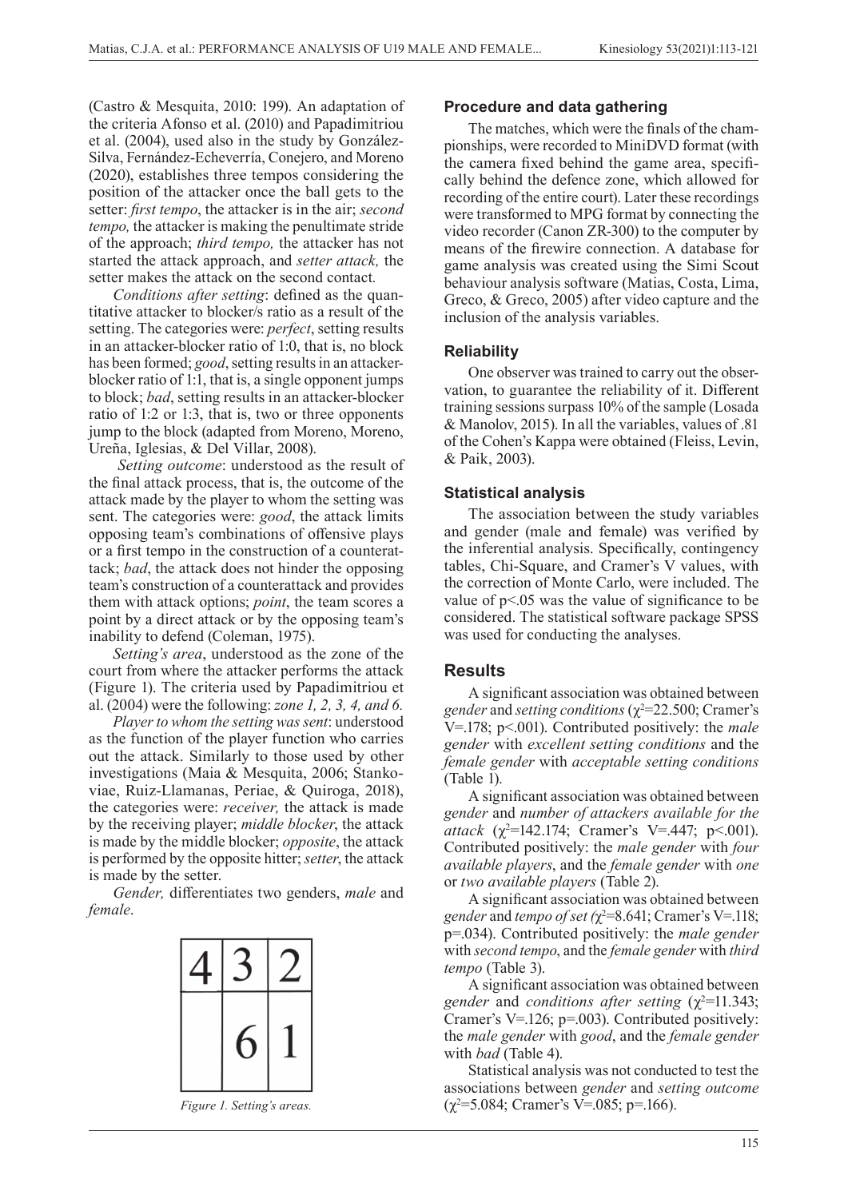(Castro & Mesquita, 2010: 199). An adaptation of the criteria Afonso et al. (2010) and Papadimitriou et al. (2004), used also in the study by González-Silva, Fernández-Echeverría, Conejero, and Moreno (2020), establishes three tempos considering the position of the attacker once the ball gets to the setter: *first tempo*, the attacker is in the air; *second tempo,* the attacker is making the penultimate stride of the approach; *third tempo,* the attacker has not started the attack approach, and *setter attack,* the setter makes the attack on the second contact*.*

*Conditions after setting*: defined as the quantitative attacker to blocker/s ratio as a result of the setting. The categories were: *perfect*, setting results in an attacker-blocker ratio of 1:0, that is, no block has been formed; *good*, setting results in an attacker-blocker ratio of 1:1, that is, a single opponent jumps to block; *bad*, setting results in an attacker-blocker ratio of 1:2 or 1:3, that is, two or three opponents jump to the block (adapted from Moreno, Moreno, Ureña, Iglesias, & Del Villar, 2008).

*Setting outcome*: understood as the result of the final attack process, that is, the outcome of the attack made by the player to whom the setting was sent. The categories were: *good*, the attack limits opposing team's combinations of offensive plays or a first tempo in the construction of a counterattack; *bad*, the attack does not hinder the opposing team's construction of a counterattack and provides them with attack options; *point*, the team scores a point by a direct attack or by the opposing team's inability to defend (Coleman, 1975).

*Setting's area*, understood as the zone of the court from where the attacker performs the attack (Figure 1). The criteria used by Papadimitriou et al. (2004) were the following: *zone 1, 2, 3, 4, and 6.*

*Player to whom the setting was sent*: understood as the function of the player function who carries out the attack. Similarly to those used by other investigations (Maia & Mesquita, 2006; Stankoviae, Ruiz-Llamanas, Periae, & Quiroga, 2018), the categories were: *receiver,* the attack is made by the receiving player; *middle blocker*, the attack is made by the middle blocker; *opposite*, the attack is performed by the opposite hitter; *setter*, the attack is made by the setter.

*Gender,* differentiates two genders, *male* and *female*.

| 4 | 3 | 2 |
|---|---|---|
|  | 6 | 1 |

*Figure 1. Setting's areas.*

### Procedure and data gathering

The matches, which were the finals of the championships, were recorded to MiniDVD format (with the camera fixed behind the game area, specifically behind the defence zone, which allowed for recording of the entire court). Later these recordings were transformed to MPG format by connecting the video recorder (Canon ZR-300) to the computer by means of the firewire connection. A database for game analysis was created using the Simi Scout behaviour analysis software (Matias, Costa, Lima, Greco, & Greco, 2005) after video capture and the inclusion of the analysis variables.

### Reliability

One observer was trained to carry out the observation, to guarantee the reliability of it. Different training sessions surpass 10% of the sample (Losada & Manolov, 2015). In all the variables, values of .81 of the Cohen's Kappa were obtained (Fleiss, Levin, & Paik, 2003).

### Statistical analysis

The association between the study variables and gender (male and female) was verified by the inferential analysis. Specifically, contingency tables, Chi-Square, and Cramer's V values, with the correction of Monte Carlo, were included. The value of $p<.05$ was the value of significance to be considered. The statistical software package SPSS was used for conducting the analyses.

## Results

A significant association was obtained between *gender* and *setting conditions* ($\chi^2=22.500$; Cramer's V=.178; $p<.001$). Contributed positively: the *male gender* with *excellent setting conditions* and the *female gender* with *acceptable setting conditions* (Table 1).

A significant association was obtained between *gender* and *number of attackers available for the attack* ($\chi^2=142.174$; Cramer's V=.447; $p<.001$). Contributed positively: the *male gender* with *four available players*, and the *female gender* with *one* or *two available players* (Table 2).

A significant association was obtained between *gender* and *tempo of set (*$\chi^2=8.641$; Cramer's V=.118; $p=.034$). Contributed positively: the *male gender* with *second tempo*, and the *female gender* with *third tempo* (Table 3).

A significant association was obtained between *gender* and *conditions after setting* ($\chi^2=11.343$; Cramer's V=.126; $p=.003$). Contributed positively: the *male gender* with *good*, and the *female gender* with *bad* (Table 4).

Statistical analysis was not conducted to test the associations between *gender* and *setting outcome* ($\chi^2=5.084$; Cramer's V=.085; $p=.166$).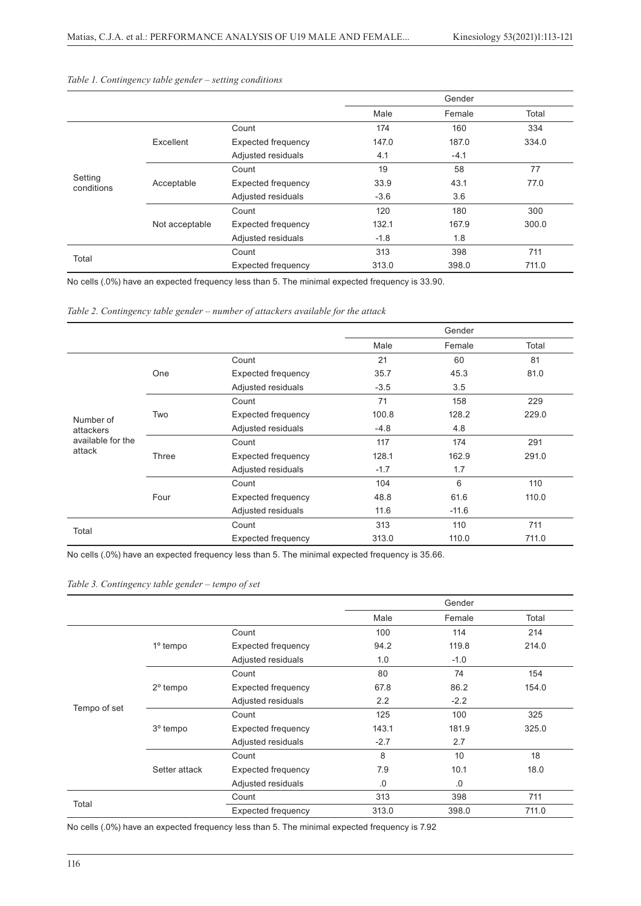*Table 1. Contingency table gender – setting conditions*

| | | | Gender | | |
|---|---|---|---|---|---|
| | | | Male | Female | Total |
| Setting conditions | Excellent | Count | 174 | 160 | 334 |
| | | Expected frequency | 147.0 | 187.0 | 334.0 |
| | | Adjusted residuals | 4.1 | -4.1 | |
| | Acceptable | Count | 19 | 58 | 77 |
| | | Expected frequency | 33.9 | 43.1 | 77.0 |
| | | Adjusted residuals | -3.6 | 3.6 | |
| | Not acceptable | Count | 120 | 180 | 300 |
| | | Expected frequency | 132.1 | 167.9 | 300.0 |
| | | Adjusted residuals | -1.8 | 1.8 | |
| Total | | Count | 313 | 398 | 711 |
| | | Expected frequency | 313.0 | 398.0 | 711.0 |

No cells (.0%) have an expected frequency less than 5. The minimal expected frequency is 33.90.

*Table 2. Contingency table gender – number of attackers available for the attack*

| | | | Gender | | |
|---|---|---|---|---|---|
| | | | Male | Female | Total |
| Number of attackers available for the attack | One | Count | 21 | 60 | 81 |
| | | Expected frequency | 35.7 | 45.3 | 81.0 |
| | | Adjusted residuals | -3.5 | 3.5 | |
| | Two | Count | 71 | 158 | 229 |
| | | Expected frequency | 100.8 | 128.2 | 229.0 |
| | | Adjusted residuals | -4.8 | 4.8 | |
| | Three | Count | 117 | 174 | 291 |
| | | Expected frequency | 128.1 | 162.9 | 291.0 |
| | | Adjusted residuals | -1.7 | 1.7 | |
| | Four | Count | 104 | 6 | 110 |
| | | Expected frequency | 48.8 | 61.6 | 110.0 |
| | | Adjusted residuals | 11.6 | -11.6 | |
| Total | | Count | 313 | 110 | 711 |
| | | Expected frequency | 313.0 | 110.0 | 711.0 |

No cells (.0%) have an expected frequency less than 5. The minimal expected frequency is 35.66.

*Table 3. Contingency table gender – tempo of set*

| | | | Gender | | |
|---|---|---|---|---|---|
| | | | Male | Female | Total |
| Tempo of set | 1º tempo | Count | 100 | 114 | 214 |
| | | Expected frequency | 94.2 | 119.8 | 214.0 |
| | | Adjusted residuals | 1.0 | -1.0 | |
| | 2º tempo | Count | 80 | 74 | 154 |
| | | Expected frequency | 67.8 | 86.2 | 154.0 |
| | | Adjusted residuals | 2.2 | -2.2 | |
| | 3º tempo | Count | 125 | 100 | 325 |
| | | Expected frequency | 143.1 | 181.9 | 325.0 |
| | | Adjusted residuals | -2.7 | 2.7 | |
| | Setter attack | Count | 8 | 10 | 18 |
| | | Expected frequency | 7.9 | 10.1 | 18.0 |
| | | Adjusted residuals | .0 | .0 | |
| Total | | Count | 313 | 398 | 711 |
| | | Expected frequency | 313.0 | 398.0 | 711.0 |

No cells (.0%) have an expected frequency less than 5. The minimal expected frequency is 7.92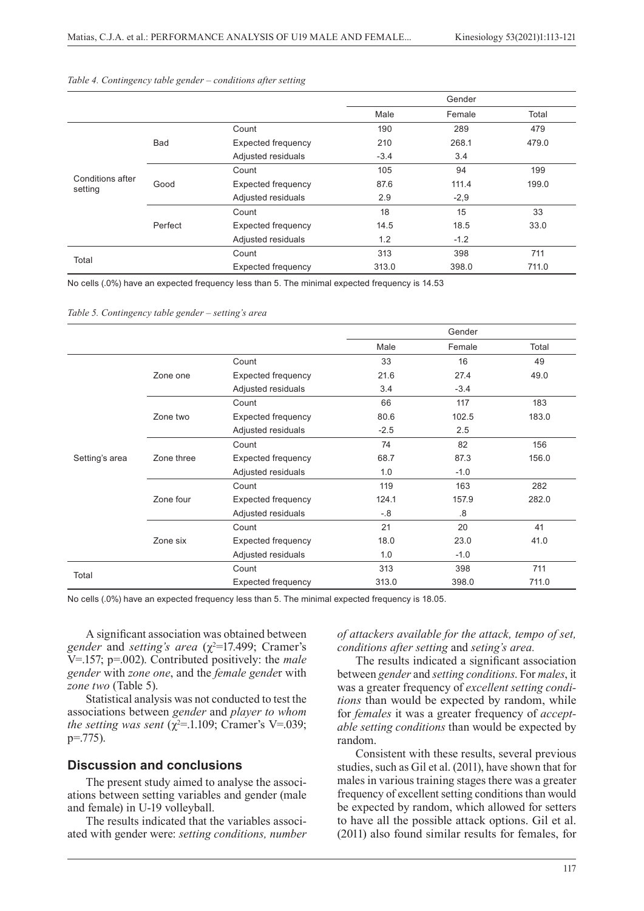*Table 4. Contingency table gender – conditions after setting*

| | | | Gender | | |
|---|---|---|---|---|---|
| | | | Male | Female | Total |
| Conditions after setting | Bad | Count | 190 | 289 | 479 |
| | | Expected frequency | 210 | 268.1 | 479.0 |
| | | Adjusted residuals | -3.4 | 3.4 | |
| | Good | Count | 105 | 94 | 199 |
| | | Expected frequency | 87.6 | 111.4 | 199.0 |
| | | Adjusted residuals | 2.9 | -2,9 | |
| | Perfect | Count | 18 | 15 | 33 |
| | | Expected frequency | 14.5 | 18.5 | 33.0 |
| | | Adjusted residuals | 1.2 | -1.2 | |
| Total | | Count | 313 | 398 | 711 |
| | | Expected frequency | 313.0 | 398.0 | 711.0 |

No cells (.0%) have an expected frequency less than 5. The minimal expected frequency is 14.53

*Table 5. Contingency table gender – setting's area*

| | | | Gender | | |
|---|---|---|---|---|---|
| | | | Male | Female | Total |
| Setting's area | Zone one | Count | 33 | 16 | 49 |
| | | Expected frequency | 21.6 | 27.4 | 49.0 |
| | | Adjusted residuals | 3.4 | -3.4 | |
| | Zone two | Count | 66 | 117 | 183 |
| | | Expected frequency | 80.6 | 102.5 | 183.0 |
| | | Adjusted residuals | -2.5 | 2.5 | |
| | Zone three | Count | 74 | 82 | 156 |
| | | Expected frequency | 68.7 | 87.3 | 156.0 |
| | | Adjusted residuals | 1.0 | -1.0 | |
| | Zone four | Count | 119 | 163 | 282 |
| | | Expected frequency | 124.1 | 157.9 | 282.0 |
| | | Adjusted residuals | -.8 | .8 | |
| | Zone six | Count | 21 | 20 | 41 |
| | | Expected frequency | 18.0 | 23.0 | 41.0 |
| | | Adjusted residuals | 1.0 | -1.0 | |
| Total | | Count | 313 | 398 | 711 |
| | | Expected frequency | 313.0 | 398.0 | 711.0 |

No cells (.0%) have an expected frequency less than 5. The minimal expected frequency is 18.05.

A significant association was obtained between *gender* and *setting's area* ($\chi^2$=17.499; Cramer's V=.157; p=.002). Contributed positively: the *male gender* with *zone one*, and the *female gende*r with *zone two* (Table 5).

Statistical analysis was not conducted to test the associations between *gender* and *player to whom the setting was sent* ($\chi^2$=.1.109; Cramer's V=.039; p=.775).

## Discussion and conclusions

The present study aimed to analyse the associations between setting variables and gender (male and female) in U-19 volleyball.

The results indicated that the variables associated with gender were: *setting conditions, number of attackers available for the attack, tempo of set, conditions after setting* and *seting's area.*

The results indicated a significant association between *gender* and *setting conditions*. For *males*, it was a greater frequency of *excellent setting conditions* than would be expected by random, while for *females* it was a greater frequency of *acceptable setting conditions* than would be expected by random.

Consistent with these results, several previous studies, such as Gil et al. (2011), have shown that for males in various training stages there was a greater frequency of excellent setting conditions than would be expected by random, which allowed for setters to have all the possible attack options. Gil et al. (2011) also found similar results for females, for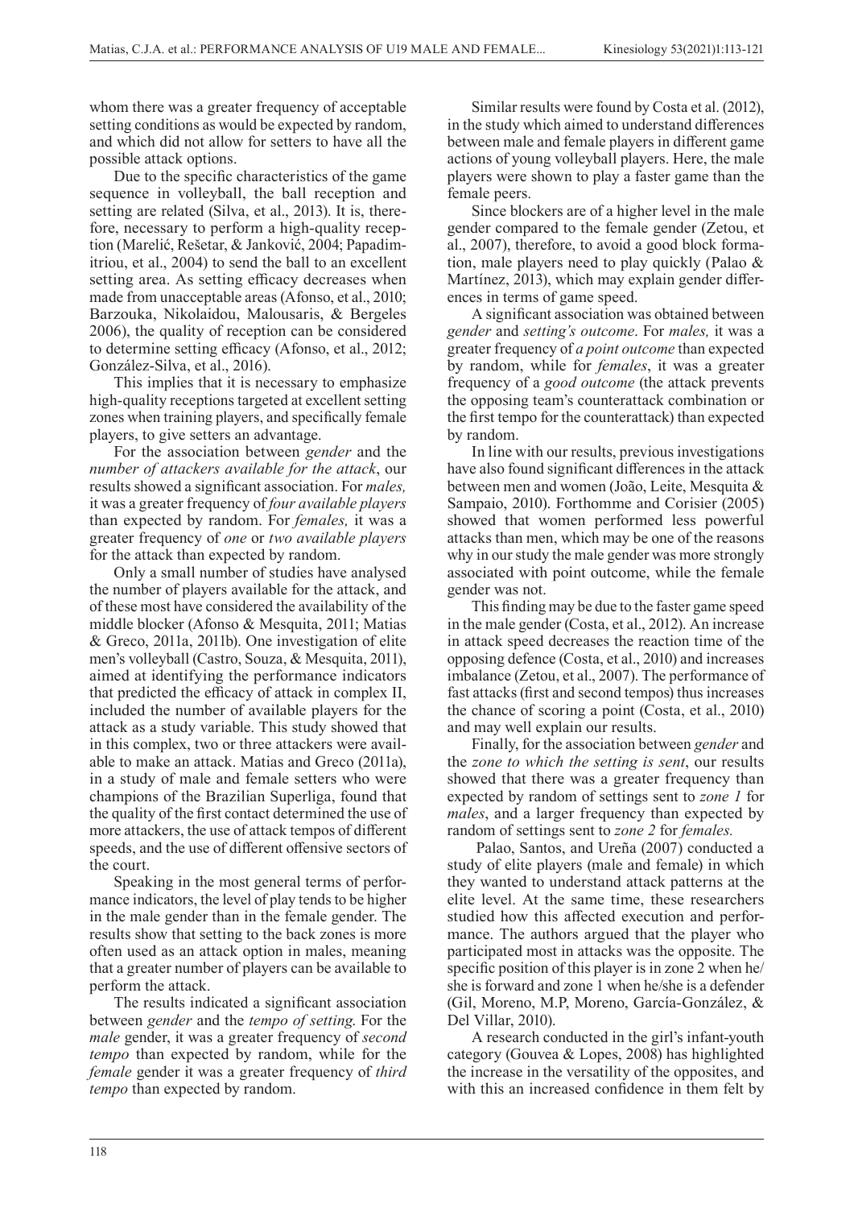whom there was a greater frequency of acceptable setting conditions as would be expected by random, and which did not allow for setters to have all the possible attack options.

Due to the specific characteristics of the game sequence in volleyball, the ball reception and setting are related (Silva, et al., 2013). It is, therefore, necessary to perform a high-quality reception (Marelić, Rešetar, & Janković, 2004; Papadimitriou, et al., 2004) to send the ball to an excellent setting area. As setting efficacy decreases when made from unacceptable areas (Afonso, et al., 2010; Barzouka, Nikolaidou, Malousaris, & Bergeles 2006), the quality of reception can be considered to determine setting efficacy (Afonso, et al., 2012; González-Silva, et al., 2016).

This implies that it is necessary to emphasize high-quality receptions targeted at excellent setting zones when training players, and specifically female players, to give setters an advantage.

For the association between *gender* and the *number of attackers available for the attack*, our results showed a significant association. For *males,* it was a greater frequency of *four available players* than expected by random. For *females,* it was a greater frequency of *one* or *two available players* for the attack than expected by random.

Only a small number of studies have analysed the number of players available for the attack, and of these most have considered the availability of the middle blocker (Afonso & Mesquita, 2011; Matias & Greco, 2011a, 2011b). One investigation of elite men's volleyball (Castro, Souza, & Mesquita, 2011), aimed at identifying the performance indicators that predicted the efficacy of attack in complex II, included the number of available players for the attack as a study variable. This study showed that in this complex, two or three attackers were available to make an attack. Matias and Greco (2011a), in a study of male and female setters who were champions of the Brazilian Superliga, found that the quality of the first contact determined the use of more attackers, the use of attack tempos of different speeds, and the use of different offensive sectors of the court.

Speaking in the most general terms of performance indicators, the level of play tends to be higher in the male gender than in the female gender. The results show that setting to the back zones is more often used as an attack option in males, meaning that a greater number of players can be available to perform the attack.

The results indicated a significant association between *gender* and the *tempo of setting*. For the *male* gender, it was a greater frequency of *second tempo* than expected by random, while for the *female* gender it was a greater frequency of *third tempo* than expected by random.

Similar results were found by Costa et al. (2012), in the study which aimed to understand differences between male and female players in different game actions of young volleyball players. Here, the male players were shown to play a faster game than the female peers.

Since blockers are of a higher level in the male gender compared to the female gender (Zetou, et al., 2007), therefore, to avoid a good block formation, male players need to play quickly (Palao & Martínez, 2013), which may explain gender differences in terms of game speed.

A significant association was obtained between *gender* and *setting's outcome*. For *males,* it was a greater frequency of *a point outcome* than expected by random, while for *females*, it was a greater frequency of a *good outcome* (the attack prevents the opposing team's counterattack combination or the first tempo for the counterattack) than expected by random.

In line with our results, previous investigations have also found significant differences in the attack between men and women (João, Leite, Mesquita & Sampaio, 2010). Forthomme and Corisier (2005) showed that women performed less powerful attacks than men, which may be one of the reasons why in our study the male gender was more strongly associated with point outcome, while the female gender was not.

This finding may be due to the faster game speed in the male gender (Costa, et al., 2012). An increase in attack speed decreases the reaction time of the opposing defence (Costa, et al., 2010) and increases imbalance (Zetou, et al., 2007). The performance of fast attacks (first and second tempos) thus increases the chance of scoring a point (Costa, et al., 2010) and may well explain our results.

Finally, for the association between *gender* and the *zone to which the setting is sent*, our results showed that there was a greater frequency than expected by random of settings sent to *zone 1* for *males*, and a larger frequency than expected by random of settings sent to *zone 2* for *females.*

Palao, Santos, and Ureña (2007) conducted a study of elite players (male and female) in which they wanted to understand attack patterns at the elite level. At the same time, these researchers studied how this affected execution and performance. The authors argued that the player who participated most in attacks was the opposite. The specific position of this player is in zone 2 when he/she is forward and zone 1 when he/she is a defender (Gil, Moreno, M.P, Moreno, García-González, & Del Villar, 2010).

A research conducted in the girl's infant-youth category (Gouvea & Lopes, 2008) has highlighted the increase in the versatility of the opposites, and with this an increased confidence in them felt by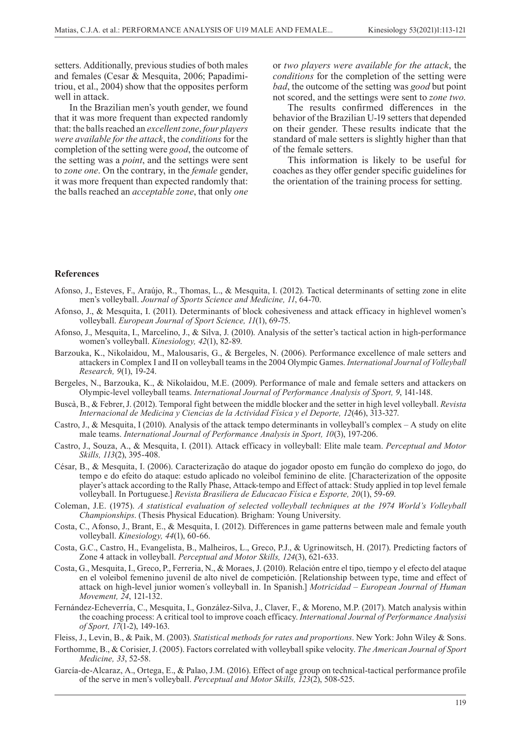setters. Additionally, previous studies of both males and females (Cesar & Mesquita, 2006; Papadimitriou, et al., 2004) show that the opposites perform well in attack.

In the Brazilian men's youth gender, we found that it was more frequent than expected randomly that: the balls reached an *excellent zone*, *four players were available for the attack*, the *conditions* for the completion of the setting were *good*, the outcome of the setting was a *point*, and the settings were sent to *zone one*. On the contrary, in the *female* gender, it was more frequent than expected randomly that: the balls reached an *acceptable zone*, that only *one* or *two players were available for the attack*, the *conditions* for the completion of the setting were *bad*, the outcome of the setting was *good* but point not scored, and the settings were sent to *zone two*.

The results confirmed differences in the behavior of the Brazilian U-19 setters that depended on their gender. These results indicate that the standard of male setters is slightly higher than that of the female setters.

This information is likely to be useful for coaches as they offer gender specific guidelines for the orientation of the training process for setting.

## References

Afonso, J., Esteves, F., Araújo, R., Thomas, L., & Mesquita, I. (2012). Tactical determinants of setting zone in elite men's volleyball. *Journal of Sports Science and Medicine, 11*, 64-70.

Afonso, J., & Mesquita, I. (2011). Determinants of block cohesiveness and attack efficacy in highlevel women's volleyball. *European Journal of Sport Science, 11*(1), 69-75.

Afonso, J., Mesquita, I., Marcelino, J., & Silva, J. (2010). Analysis of the setter's tactical action in high-performance women's volleyball. *Kinesiology, 42*(1), 82-89.

Barzouka, K., Nikolaidou, M., Malousaris, G., & Bergeles, N. (2006). Performance excellence of male setters and attackers in Complex I and II on volleyball teams in the 2004 Olympic Games. *International Journal of Volleyball Research, 9*(1), 19-24.

Bergeles, N., Barzouka, K., & Nikolaidou, M.E. (2009). Performance of male and female setters and attackers on Olympic-level volleyball teams. *International Journal of Performance Analysis of Sport, 9*, 141-148.

Buscà, B., & Febrer, J. (2012). Temporal fight between the middle blocker and the setter in high level volleyball. *Revista Internacional de Medicina y Ciencias de la Actividad Física y el Deporte, 12*(46), 313-327.

Castro, J., & Mesquita, I (2010). Analysis of the attack tempo determinants in volleyball's complex – A study on elite male teams. *International Journal of Performance Analysis in Sport, 10*(3), 197-206.

Castro, J., Souza, A., & Mesquita, I. (2011). Attack efficacy in volleyball: Elite male team. *Perceptual and Motor Skills, 113*(2), 395-408.

César, B., & Mesquita, I. (2006). Caracterização do ataque do jogador oposto em função do complexo do jogo, do tempo e do efeito do ataque: estudo aplicado no voleibol feminino de elite. [Characterization of the opposite player's attack according to the Rally Phase, Attack-tempo and Effect of attack: Study applied in top level female volleyball. In Portuguese.] *Revista Brasiliera de Educacao Física e Esporte, 20*(1), 59-69.

Coleman, J.E. (1975). *A statistical evaluation of selected volleyball techniques at the 1974 World's Volleyball Championships*. (Thesis Physical Education). Brigham: Young University.

Costa, C., Afonso, J., Brant, E., & Mesquita, I. (2012). Differences in game patterns between male and female youth volleyball. *Kinesiology, 44*(1), 60-66.

Costa, G.C., Castro, H., Evangelista, B., Malheiros, L., Greco, P.J., & Ugrinowitsch, H. (2017). Predicting factors of Zone 4 attack in volleyball. *Perceptual and Motor Skills, 124*(3), 621-633.

Costa, G., Mesquita, I., Greco, P., Ferreria, N., & Moraes, J. (2010). Relación entre el tipo, tiempo y el efecto del ataque en el voleibol femenino juvenil de alto nivel de competición. [Relationship between type, time and effect of attack on high-level junior women´s volleyball in. In Spanish.] *Motricidad – European Journal of Human Movement, 24*, 121-132.

Fernández-Echeverría, C., Mesquita, I., González-Silva, J., Claver, F., & Moreno, M.P. (2017). Match analysis within the coaching process: A critical tool to improve coach efficacy. *International Journal of Performance Analysisi of Sport, 17*(1-2), 149-163.

Fleiss, J., Levin, B., & Paik, M. (2003). *Statistical methods for rates and proportions*. New York: John Wiley & Sons.

Forthomme, B., & Corisier, J. (2005). Factors correlated with volleyball spike velocity. *The American Journal of Sport Medicine, 33*, 52-58.

García-de-Alcaraz, A., Ortega, E., & Palao, J.M. (2016). Effect of age group on technical-tactical performance profile of the serve in men's volleyball. *Perceptual and Motor Skills, 123*(2), 508-525.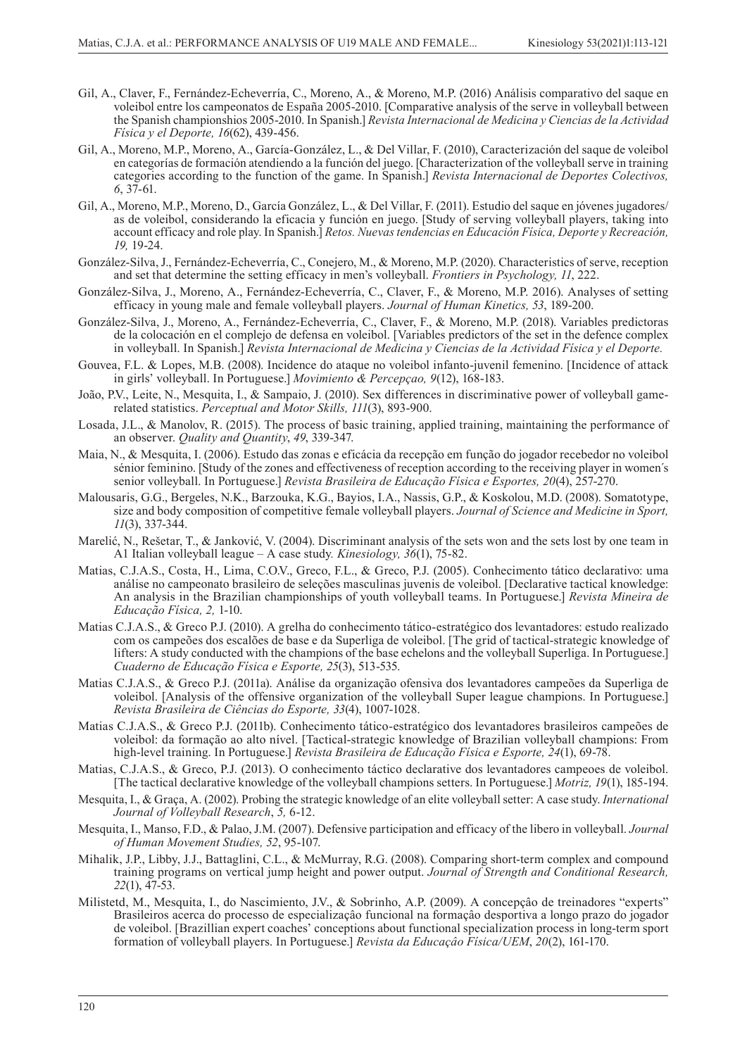Gil, A., Claver, F., Fernández-Echeverría, C., Moreno, A., & Moreno, M.P. (2016) Análisis comparativo del saque en voleibol entre los campeonatos de España 2005-2010. [Comparative analysis of the serve in volleyball between the Spanish championshios 2005-2010. In Spanish.] *Revista Internacional de Medicina y Ciencias de la Actividad Física y el Deporte, 16*(62), 439-456.

Gil, A., Moreno, M.P., Moreno, A., García-González, L., & Del Villar, F. (2010), Caracterización del saque de voleibol en categorías de formación atendiendo a la función del juego. [Characterization of the volleyball serve in training categories according to the function of the game. In Spanish.] *Revista Internacional de Deportes Colectivos, 6*, 37-61.

Gil, A., Moreno, M.P., Moreno, D., García González, L., & Del Villar, F. (2011). Estudio del saque en jóvenes jugadores/as de voleibol, considerando la eficacia y función en juego. [Study of serving volleyball players, taking into account efficacy and role play. In Spanish.] *Retos. Nuevas tendencias en Educación Física, Deporte y Recreación, 19,* 19-24.

González-Silva, J., Fernández-Echeverría, C., Conejero, M., & Moreno, M.P. (2020). Characteristics of serve, reception and set that determine the setting efficacy in men's volleyball. *Frontiers in Psychology, 11*, 222.

González-Silva, J., Moreno, A., Fernández-Echeverría, C., Claver, F., & Moreno, M.P. 2016). Analyses of setting efficacy in young male and female volleyball players. *Journal of Human Kinetics, 53*, 189-200.

González-Silva, J., Moreno, A., Fernández-Echeverría, C., Claver, F., & Moreno, M.P. (2018). Variables predictoras de la colocación en el complejo de defensa en voleibol. [Variables predictors of the set in the defence complex in volleyball. In Spanish.] *Revista Internacional de Medicina y Ciencias de la Actividad Física y el Deporte.*

Gouvea, F.L. & Lopes, M.B. (2008). Incidence do ataque no voleibol infanto-juvenil feminino. [Incidence of attack in girls' volleyball. In Portuguese.] *Movimiento & Percepçao, 9*(12), 168-183.

João, P.V., Leite, N., Mesquita, I., & Sampaio, J. (2010). Sex differences in discriminative power of volleyball game-related statistics. *Perceptual and Motor Skills, 111*(3), 893-900.

Losada, J.L., & Manolov, R. (2015). The process of basic training, applied training, maintaining the performance of an observer. *Quality and Quantity*, *49*, 339-347.

Maia, N., & Mesquita, I. (2006). Estudo das zonas e eficácia da recepção em função do jogador recebedor no voleibol sénior feminino. [Study of the zones and effectiveness of reception according to the receiving player in women´s senior volleyball. In Portuguese.] *Revista Brasileira de Educação Física e Esportes, 20*(4), 257-270.

Malousaris, G.G., Bergeles, N.K., Barzouka, K.G., Bayios, I.A., Nassis, G.P., & Koskolou, M.D. (2008). Somatotype, size and body composition of competitive female volleyball players. *Journal of Science and Medicine in Sport, 11*(3), 337-344.

Marelić, N., Rešetar, T., & Janković, V. (2004). Discriminant analysis of the sets won and the sets lost by one team in A1 Italian volleyball league – A case study. *Kinesiology, 36*(1), 75-82.

Matias, C.J.A.S., Costa, H., Lima, C.O.V., Greco, F.L., & Greco, P.J. (2005). Conhecimento tático declarativo: uma análise no campeonato brasileiro de seleções masculinas juvenis de voleibol. [Declarative tactical knowledge: An analysis in the Brazilian championships of youth volleyball teams. In Portuguese.] *Revista Mineira de Educação Física, 2,* 1-10.

Matias C.J.A.S., & Greco P.J. (2010). A grelha do conhecimento tático-estratégico dos levantadores: estudo realizado com os campeões dos escalões de base e da Superliga de voleibol. [The grid of tactical-strategic knowledge of lifters: A study conducted with the champions of the base echelons and the volleyball Superliga. In Portuguese.] *Cuaderno de Educação Física e Esporte, 25*(3), 513-535.

Matias C.J.A.S., & Greco P.J. (2011a). Análise da organização ofensiva dos levantadores campeões da Superliga de voleibol. [Analysis of the offensive organization of the volleyball Super league champions. In Portuguese.] *Revista Brasileira de Ciências do Esporte, 33*(4), 1007-1028.

Matias C.J.A.S., & Greco P.J. (2011b). Conhecimento tático-estratégico dos levantadores brasileiros campeões de voleibol: da formação ao alto nível. [Tactical-strategic knowledge of Brazilian volleyball champions: From high-level training. In Portuguese.] *Revista Brasileira de Educação Física e Esporte, 24*(1), 69-78.

Matias, C.J.A.S., & Greco, P.J. (2013). O conhecimento táctico declarative dos levantadores campeoes de voleibol. [The tactical declarative knowledge of the volleyball champions setters. In Portuguese.] *Motriz, 19*(1), 185-194.

Mesquita, I., & Graça, A. (2002). Probing the strategic knowledge of an elite volleyball setter: A case study. *International Journal of Volleyball Research*, *5,* 6-12.

Mesquita, I., Manso, F.D., & Palao, J.M. (2007). Defensive participation and efficacy of the libero in volleyball. *Journal of Human Movement Studies, 52*, 95-107.

Mihalik, J.P., Libby, J.J., Battaglini, C.L., & McMurray, R.G. (2008). Comparing short-term complex and compound training programs on vertical jump height and power output. *Journal of Strength and Conditional Research, 22*(1), 47-53.

Milistetd, M., Mesquita, I., do Nascimiento, J.V., & Sobrinho, A.P. (2009). A concepçâo de treinadores "experts" Brasileiros acerca do processo de especialização funcional na formação desportiva a longo prazo do jogador de voleibol. [Brazillian expert coaches' conceptions about functional specialization process in long-term sport formation of volleyball players. In Portuguese.] *Revista da Educaçâo Física/UEM*, *20*(2), 161-170.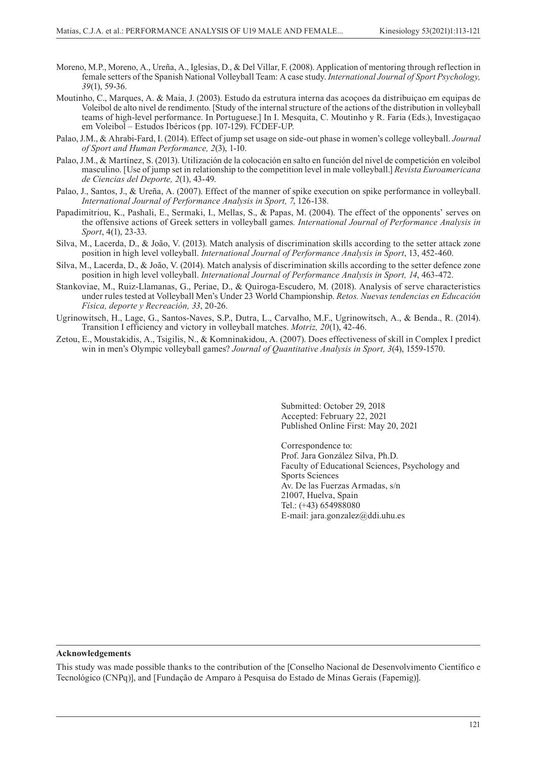Moreno, M.P., Moreno, A., Ureña, A., Iglesias, D., & Del Villar, F. (2008). Application of mentoring through reflection in female setters of the Spanish National Volleyball Team: A case study. *International Journal of Sport Psychology, 39*(1), 59-36.

Moutinho, C., Marques, A. & Maia, J. (2003). Estudo da estrutura interna das acoçoes da distribuiçao em equipas de Voleibol de alto nivel de rendimento. [Study of the internal structure of the actions of the distribution in volleyball teams of high-level performance. In Portuguese.] In I. Mesquita, C. Moutinho y R. Faria (Eds.), Investigaçao em Voleibol – Estudos Ibéricos (pp. 107-129). FCDEF-UP.

Palao, J.M., & Ahrabi-Fard, I. (2014). Effect of jump set usage on side-out phase in women's college volleyball. *Journal of Sport and Human Performance, 2*(3), 1-10.

Palao, J.M., & Martínez, S. (2013). Utilización de la colocación en salto en función del nivel de competición en voleibol masculino. [Use of jump set in relationship to the competition level in male volleyball.] *Revista Euroamericana de Ciencias del Deporte, 2*(1), 43-49.

Palao, J., Santos, J., & Ureña, A. (2007). Effect of the manner of spike execution on spike performance in volleyball. *International Journal of Performance Analysis in Sport, 7*, 126-138.

Papadimitriou, K., Pashali, E., Sermaki, I., Mellas, S., & Papas, M. (2004). The effect of the opponents' serves on the offensive actions of Greek setters in volleyball games*. International Journal of Performance Analysis in Sport*, 4(1), 23-33.

Silva, M., Lacerda, D., & João, V. (2013). Match analysis of discrimination skills according to the setter attack zone position in high level volleyball. *International Journal of Performance Analysis in Sport*, 13, 452-460.

Silva, M., Lacerda, D., & João, V. (2014). Match analysis of discrimination skills according to the setter defence zone position in high level volleyball. *International Journal of Performance Analysis in Sport, 14*, 463-472.

Stankoviae, M., Ruiz-Llamanas, G., Periae, D., & Quiroga-Escudero, M. (2018). Analysis of serve characteristics under rules tested at Volleyball Men's Under 23 World Championship. *Retos. Nuevas tendencias en Educación Física, deporte y Recreación, 33*, 20-26.

Ugrinowitsch, H., Lage, G., Santos-Naves, S.P., Dutra, L., Carvalho, M.F., Ugrinowitsch, A., & Benda., R. (2014). Transition I efficiency and victory in volleyball matches. *Motriz, 20*(1), 42-46.

Zetou, E., Moustakidis, A., Tsigilis, N., & Komninakidou, A. (2007). Does effectiveness of skill in Complex I predict win in men's Olympic volleyball games? *Journal of Quantitative Analysis in Sport, 3*(4), 1559-1570.

Submitted: October 29, 2018
Accepted: February 22, 2021
Published Online First: May 20, 2021

Correspondence to:
Prof. Jara González Silva, Ph.D.
Faculty of Educational Sciences, Psychology and Sports Sciences
Av. De las Fuerzas Armadas, s/n
21007, Huelva, Spain
Tel.: (+43) 654988080
E-mail: jara.gonzalez@ddi.uhu.es

**Acknowledgements**

This study was made possible thanks to the contribution of the [Conselho Nacional de Desenvolvimento Científico e Tecnológico (CNPq)], and [Fundação de Amparo à Pesquisa do Estado de Minas Gerais (Fapemig)].